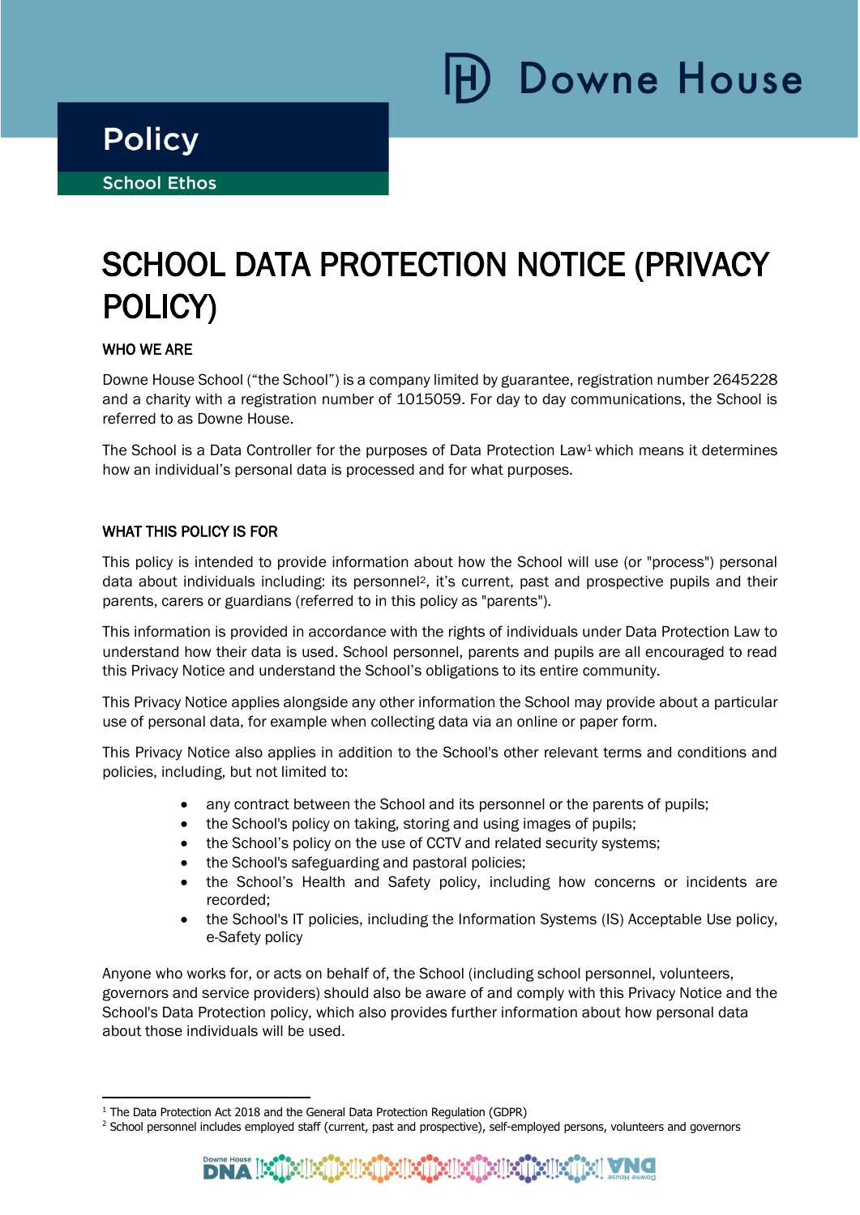Downe House

# Policy

School Ethos

# SCHOOL DATA PROTECTION NOTICE (PRIVACY POLICY)

## WHO WE ARE

Downe House School ("the School") is a company limited by guarantee, registration number 2645228 and a charity with a registration number of 1015059. For day to day communications, the School is referred to as Downe House.

The School is a Data Controller for the purposes of Data Protection Law[1] which means it determines how an individual's personal data is processed and for what purposes.

## WHAT THIS POLICY IS FOR

This policy is intended to provide information about how the School will use (or "process") personal data about individuals including: its personnel[2], it's current, past and prospective pupils and their parents, carers or guardians (referred to in this policy as "parents").

This information is provided in accordance with the rights of individuals under Data Protection Law to understand how their data is used. School personnel, parents and pupils are all encouraged to read this Privacy Notice and understand the School's obligations to its entire community.

This Privacy Notice applies alongside any other information the School may provide about a particular use of personal data, for example when collecting data via an online or paper form.

This Privacy Notice also applies in addition to the School's other relevant terms and conditions and policies, including, but not limited to:

- any contract between the School and its personnel or the parents of pupils;
- the School's policy on taking, storing and using images of pupils;
- the School's policy on the use of CCTV and related security systems;
- the School's safeguarding and pastoral policies;
- the School's Health and Safety policy, including how concerns or incidents are recorded;
- the School's IT policies, including the Information Systems (IS) Acceptable Use policy, e-Safety policy

Anyone who works for, or acts on behalf of, the School (including school personnel, volunteers, governors and service providers) should also be aware of and comply with this Privacy Notice and the School's Data Protection policy, which also provides further information about how personal data about those individuals will be used.

---

[1] The Data Protection Act 2018 and the General Data Protection Regulation (GDPR)

[2] School personnel includes employed staff (current, past and prospective), self-employed persons, volunteers and governors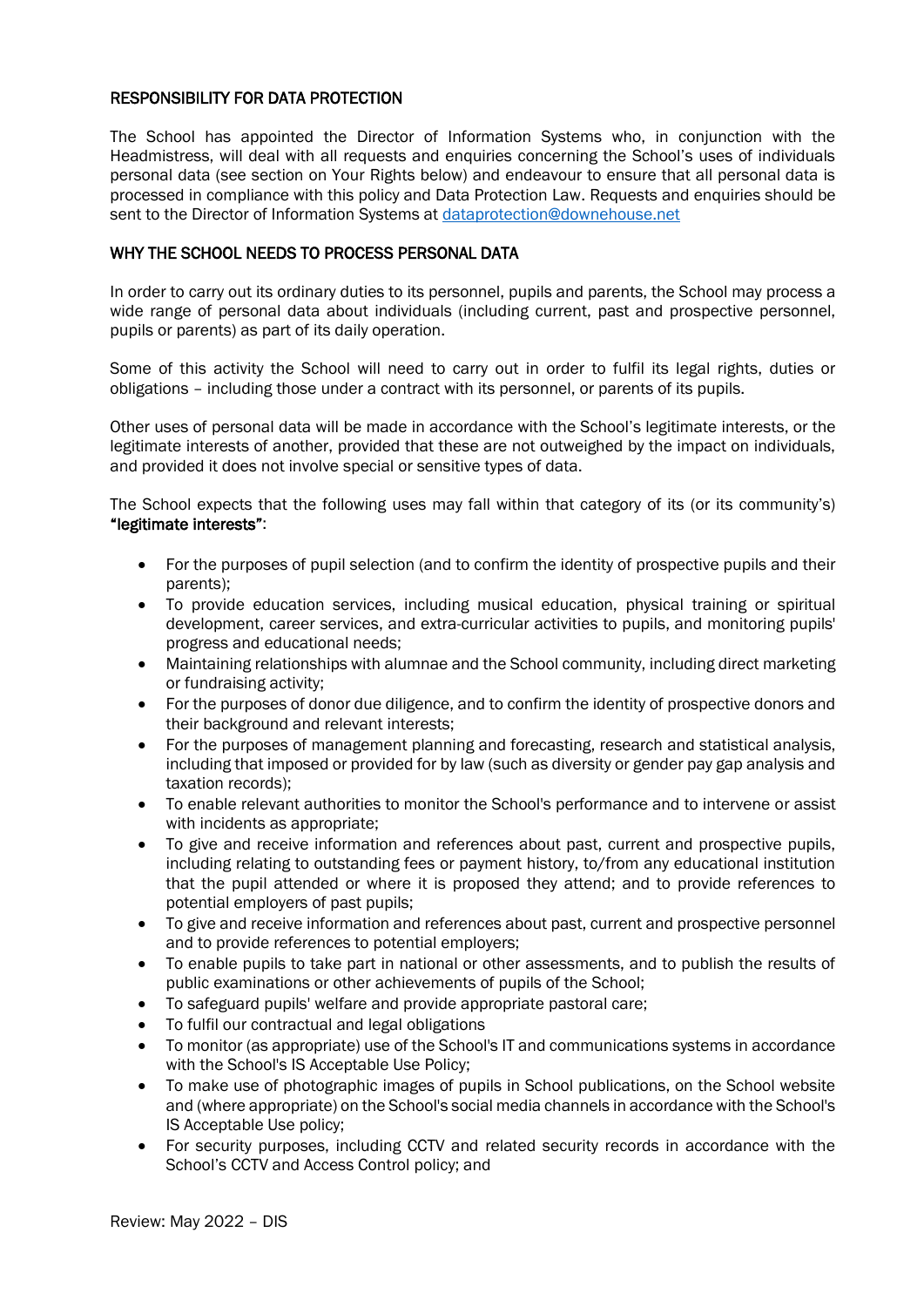## RESPONSIBILITY FOR DATA PROTECTION

The School has appointed the Director of Information Systems who, in conjunction with the Headmistress, will deal with all requests and enquiries concerning the School's uses of individuals personal data (see section on Your Rights below) and endeavour to ensure that all personal data is processed in compliance with this policy and Data Protection Law. Requests and enquiries should be sent to the Director of Information Systems at [dataprotection@downehouse.net](mailto:dataprotection@downehouse.net)

## WHY THE SCHOOL NEEDS TO PROCESS PERSONAL DATA

In order to carry out its ordinary duties to its personnel, pupils and parents, the School may process a wide range of personal data about individuals (including current, past and prospective personnel, pupils or parents) as part of its daily operation.

Some of this activity the School will need to carry out in order to fulfil its legal rights, duties or obligations – including those under a contract with its personnel, or parents of its pupils.

Other uses of personal data will be made in accordance with the School's legitimate interests, or the legitimate interests of another, provided that these are not outweighed by the impact on individuals, and provided it does not involve special or sensitive types of data.

The School expects that the following uses may fall within that category of its (or its community's) **"legitimate interests"**:

- For the purposes of pupil selection (and to confirm the identity of prospective pupils and their parents);
- To provide education services, including musical education, physical training or spiritual development, career services, and extra-curricular activities to pupils, and monitoring pupils' progress and educational needs;
- Maintaining relationships with alumnae and the School community, including direct marketing or fundraising activity;
- For the purposes of donor due diligence, and to confirm the identity of prospective donors and their background and relevant interests;
- For the purposes of management planning and forecasting, research and statistical analysis, including that imposed or provided for by law (such as diversity or gender pay gap analysis and taxation records);
- To enable relevant authorities to monitor the School's performance and to intervene or assist with incidents as appropriate;
- To give and receive information and references about past, current and prospective pupils, including relating to outstanding fees or payment history, to/from any educational institution that the pupil attended or where it is proposed they attend; and to provide references to potential employers of past pupils;
- To give and receive information and references about past, current and prospective personnel and to provide references to potential employers;
- To enable pupils to take part in national or other assessments, and to publish the results of public examinations or other achievements of pupils of the School;
- To safeguard pupils' welfare and provide appropriate pastoral care;
- To fulfil our contractual and legal obligations
- To monitor (as appropriate) use of the School's IT and communications systems in accordance with the School's IS Acceptable Use Policy;
- To make use of photographic images of pupils in School publications, on the School website and (where appropriate) on the School's social media channels in accordance with the School's IS Acceptable Use policy;
- For security purposes, including CCTV and related security records in accordance with the School's CCTV and Access Control policy; and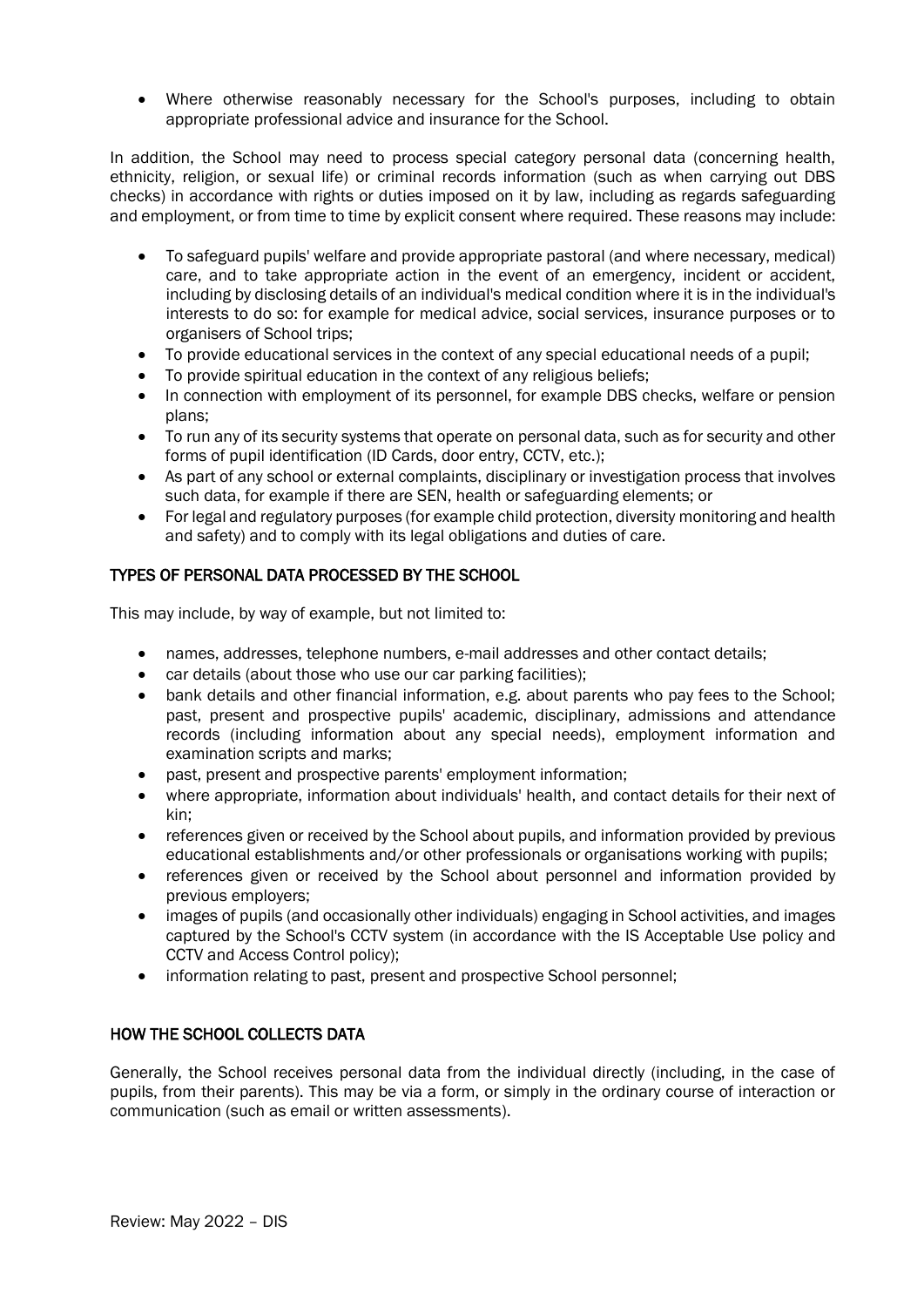- Where otherwise reasonably necessary for the School's purposes, including to obtain appropriate professional advice and insurance for the School.

In addition, the School may need to process special category personal data (concerning health, ethnicity, religion, or sexual life) or criminal records information (such as when carrying out DBS checks) in accordance with rights or duties imposed on it by law, including as regards safeguarding and employment, or from time to time by explicit consent where required. These reasons may include:

- To safeguard pupils' welfare and provide appropriate pastoral (and where necessary, medical) care, and to take appropriate action in the event of an emergency, incident or accident, including by disclosing details of an individual's medical condition where it is in the individual's interests to do so: for example for medical advice, social services, insurance purposes or to organisers of School trips;
- To provide educational services in the context of any special educational needs of a pupil;
- To provide spiritual education in the context of any religious beliefs;
- In connection with employment of its personnel, for example DBS checks, welfare or pension plans;
- To run any of its security systems that operate on personal data, such as for security and other forms of pupil identification (ID Cards, door entry, CCTV, etc.);
- As part of any school or external complaints, disciplinary or investigation process that involves such data, for example if there are SEN, health or safeguarding elements; or
- For legal and regulatory purposes (for example child protection, diversity monitoring and health and safety) and to comply with its legal obligations and duties of care.

## TYPES OF PERSONAL DATA PROCESSED BY THE SCHOOL

This may include, by way of example, but not limited to:

- names, addresses, telephone numbers, e-mail addresses and other contact details;
- car details (about those who use our car parking facilities);
- bank details and other financial information, e.g. about parents who pay fees to the School; past, present and prospective pupils' academic, disciplinary, admissions and attendance records (including information about any special needs), employment information and examination scripts and marks;
- past, present and prospective parents' employment information;
- where appropriate, information about individuals' health, and contact details for their next of kin;
- references given or received by the School about pupils, and information provided by previous educational establishments and/or other professionals or organisations working with pupils;
- references given or received by the School about personnel and information provided by previous employers;
- images of pupils (and occasionally other individuals) engaging in School activities, and images captured by the School's CCTV system (in accordance with the IS Acceptable Use policy and CCTV and Access Control policy);
- information relating to past, present and prospective School personnel;

## HOW THE SCHOOL COLLECTS DATA

Generally, the School receives personal data from the individual directly (including, in the case of pupils, from their parents). This may be via a form, or simply in the ordinary course of interaction or communication (such as email or written assessments).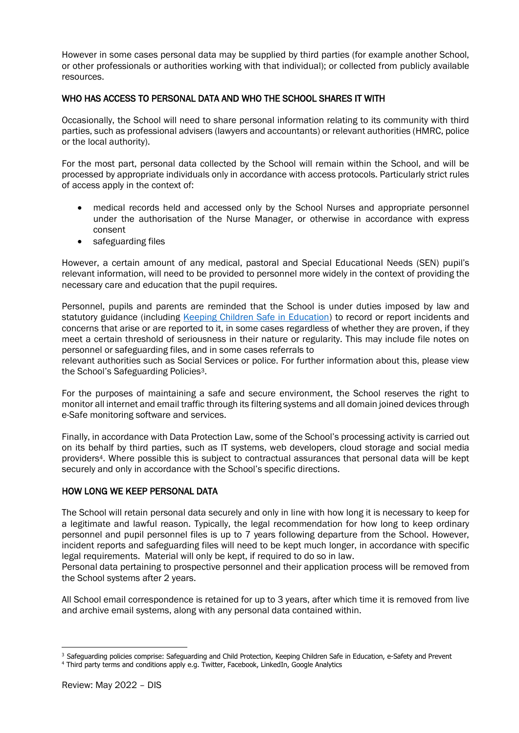However in some cases personal data may be supplied by third parties (for example another School, or other professionals or authorities working with that individual); or collected from publicly available resources.

## WHO HAS ACCESS TO PERSONAL DATA AND WHO THE SCHOOL SHARES IT WITH

Occasionally, the School will need to share personal information relating to its community with third parties, such as professional advisers (lawyers and accountants) or relevant authorities (HMRC, police or the local authority).

For the most part, personal data collected by the School will remain within the School, and will be processed by appropriate individuals only in accordance with access protocols. Particularly strict rules of access apply in the context of:

- medical records held and accessed only by the School Nurses and appropriate personnel under the authorisation of the Nurse Manager, or otherwise in accordance with express consent
- safeguarding files

However, a certain amount of any medical, pastoral and Special Educational Needs (SEN) pupil's relevant information, will need to be provided to personnel more widely in the context of providing the necessary care and education that the pupil requires.

Personnel, pupils and parents are reminded that the School is under duties imposed by law and statutory guidance (including [Keeping Children Safe in Education]) to record or report incidents and concerns that arise or are reported to it, in some cases regardless of whether they are proven, if they meet a certain threshold of seriousness in their nature or regularity. This may include file notes on personnel or safeguarding files, and in some cases referrals to relevant authorities such as Social Services or police. For further information about this, please view the School's Safeguarding Policies[3].

For the purposes of maintaining a safe and secure environment, the School reserves the right to monitor all internet and email traffic through its filtering systems and all domain joined devices through e-Safe monitoring software and services.

Finally, in accordance with Data Protection Law, some of the School's processing activity is carried out on its behalf by third parties, such as IT systems, web developers, cloud storage and social media providers[4]. Where possible this is subject to contractual assurances that personal data will be kept securely and only in accordance with the School's specific directions.

## HOW LONG WE KEEP PERSONAL DATA

The School will retain personal data securely and only in line with how long it is necessary to keep for a legitimate and lawful reason. Typically, the legal recommendation for how long to keep ordinary personnel and pupil personnel files is up to 7 years following departure from the School. However, incident reports and safeguarding files will need to be kept much longer, in accordance with specific legal requirements. Material will only be kept, if required to do so in law.
Personal data pertaining to prospective personnel and their application process will be removed from the School systems after 2 years.

All School email correspondence is retained for up to 3 years, after which time it is removed from live and archive email systems, along with any personal data contained within.

---

[3] Safeguarding policies comprise: Safeguarding and Child Protection, Keeping Children Safe in Education, e-Safety and Prevent

[4] Third party terms and conditions apply e.g. Twitter, Facebook, LinkedIn, Google Analytics

Review: May 2022 – DIS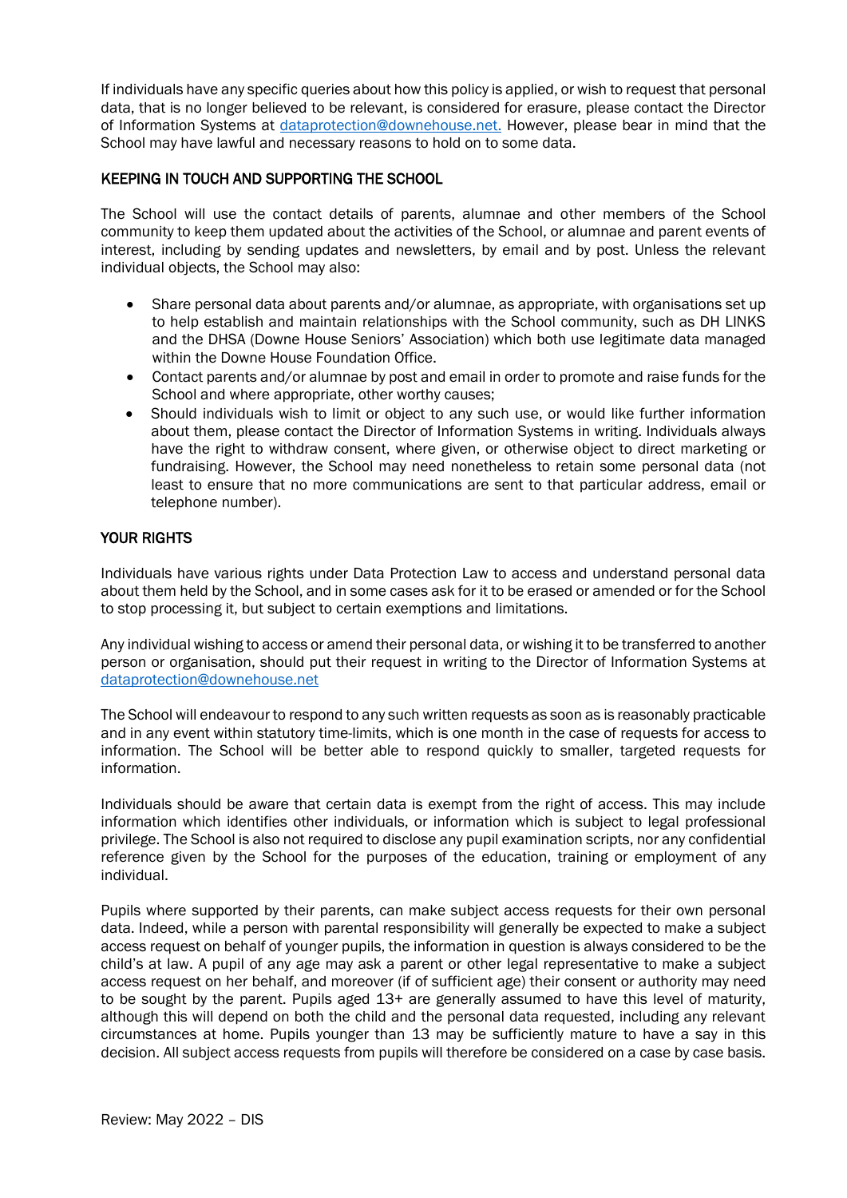If individuals have any specific queries about how this policy is applied, or wish to request that personal data, that is no longer believed to be relevant, is considered for erasure, please contact the Director of Information Systems at [dataprotection@downehouse.net.](mailto:dataprotection@downehouse.net) However, please bear in mind that the School may have lawful and necessary reasons to hold on to some data.

## KEEPING IN TOUCH AND SUPPORTING THE SCHOOL

The School will use the contact details of parents, alumnae and other members of the School community to keep them updated about the activities of the School, or alumnae and parent events of interest, including by sending updates and newsletters, by email and by post. Unless the relevant individual objects, the School may also:

- Share personal data about parents and/or alumnae, as appropriate, with organisations set up to help establish and maintain relationships with the School community, such as DH LINKS and the DHSA (Downe House Seniors' Association) which both use legitimate data managed within the Downe House Foundation Office.
- Contact parents and/or alumnae by post and email in order to promote and raise funds for the School and where appropriate, other worthy causes;
- Should individuals wish to limit or object to any such use, or would like further information about them, please contact the Director of Information Systems in writing. Individuals always have the right to withdraw consent, where given, or otherwise object to direct marketing or fundraising. However, the School may need nonetheless to retain some personal data (not least to ensure that no more communications are sent to that particular address, email or telephone number).

## YOUR RIGHTS

Individuals have various rights under Data Protection Law to access and understand personal data about them held by the School, and in some cases ask for it to be erased or amended or for the School to stop processing it, but subject to certain exemptions and limitations.

Any individual wishing to access or amend their personal data, or wishing it to be transferred to another person or organisation, should put their request in writing to the Director of Information Systems at [dataprotection@downehouse.net](mailto:dataprotection@downehouse.net)

The School will endeavour to respond to any such written requests as soon as is reasonably practicable and in any event within statutory time-limits, which is one month in the case of requests for access to information. The School will be better able to respond quickly to smaller, targeted requests for information.

Individuals should be aware that certain data is exempt from the right of access. This may include information which identifies other individuals, or information which is subject to legal professional privilege. The School is also not required to disclose any pupil examination scripts, nor any confidential reference given by the School for the purposes of the education, training or employment of any individual.

Pupils where supported by their parents, can make subject access requests for their own personal data. Indeed, while a person with parental responsibility will generally be expected to make a subject access request on behalf of younger pupils, the information in question is always considered to be the child's at law. A pupil of any age may ask a parent or other legal representative to make a subject access request on her behalf, and moreover (if of sufficient age) their consent or authority may need to be sought by the parent. Pupils aged 13+ are generally assumed to have this level of maturity, although this will depend on both the child and the personal data requested, including any relevant circumstances at home. Pupils younger than 13 may be sufficiently mature to have a say in this decision. All subject access requests from pupils will therefore be considered on a case by case basis.

Review: May 2022 – DIS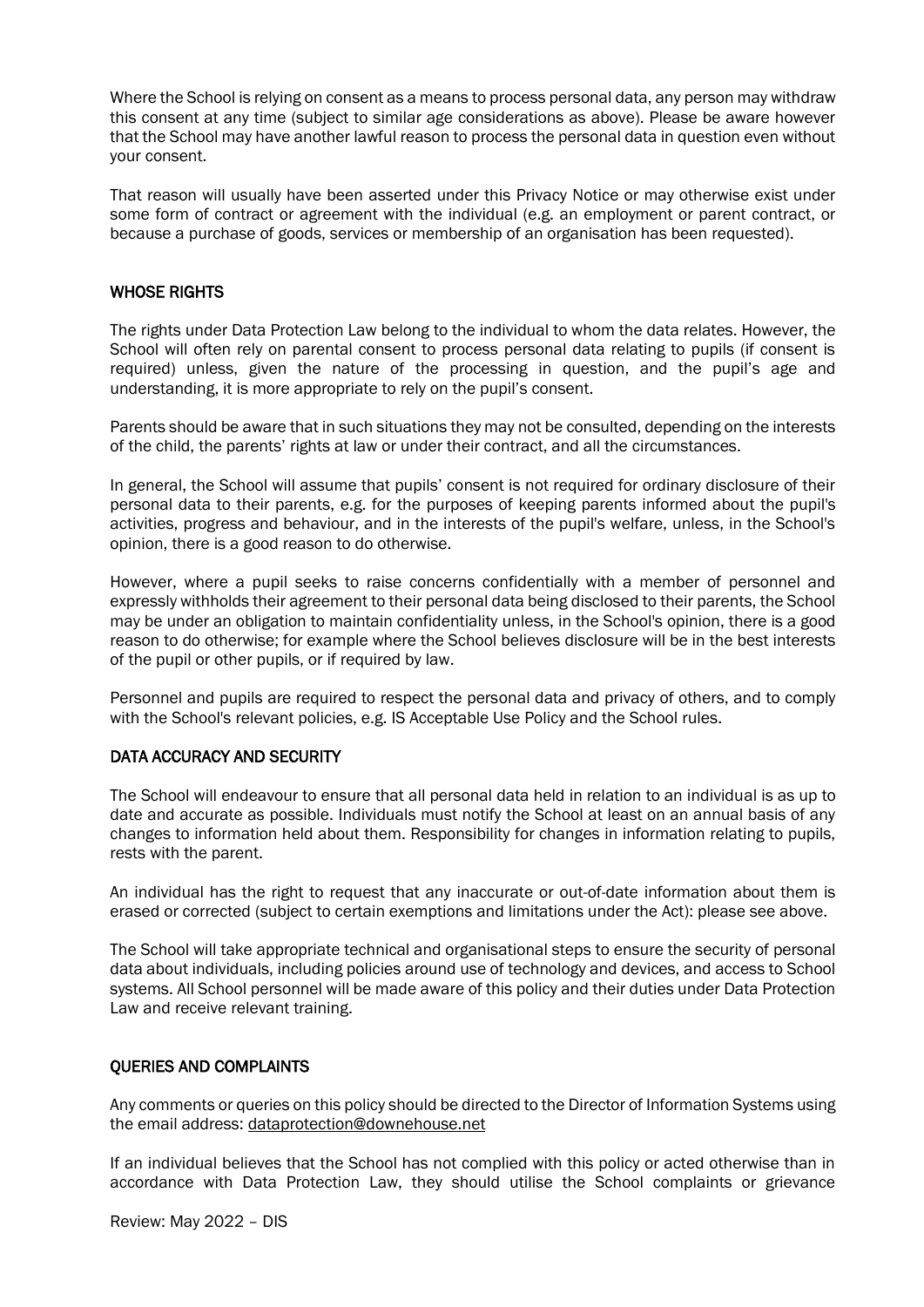Where the School is relying on consent as a means to process personal data, any person may withdraw this consent at any time (subject to similar age considerations as above). Please be aware however that the School may have another lawful reason to process the personal data in question even without your consent.

That reason will usually have been asserted under this Privacy Notice or may otherwise exist under some form of contract or agreement with the individual (e.g. an employment or parent contract, or because a purchase of goods, services or membership of an organisation has been requested).

## WHOSE RIGHTS

The rights under Data Protection Law belong to the individual to whom the data relates. However, the School will often rely on parental consent to process personal data relating to pupils (if consent is required) unless, given the nature of the processing in question, and the pupil's age and understanding, it is more appropriate to rely on the pupil's consent.

Parents should be aware that in such situations they may not be consulted, depending on the interests of the child, the parents' rights at law or under their contract, and all the circumstances.

In general, the School will assume that pupils' consent is not required for ordinary disclosure of their personal data to their parents, e.g. for the purposes of keeping parents informed about the pupil's activities, progress and behaviour, and in the interests of the pupil's welfare, unless, in the School's opinion, there is a good reason to do otherwise.

However, where a pupil seeks to raise concerns confidentially with a member of personnel and expressly withholds their agreement to their personal data being disclosed to their parents, the School may be under an obligation to maintain confidentiality unless, in the School's opinion, there is a good reason to do otherwise; for example where the School believes disclosure will be in the best interests of the pupil or other pupils, or if required by law.

Personnel and pupils are required to respect the personal data and privacy of others, and to comply with the School's relevant policies, e.g. IS Acceptable Use Policy and the School rules.

## DATA ACCURACY AND SECURITY

The School will endeavour to ensure that all personal data held in relation to an individual is as up to date and accurate as possible. Individuals must notify the School at least on an annual basis of any changes to information held about them. Responsibility for changes in information relating to pupils, rests with the parent.

An individual has the right to request that any inaccurate or out-of-date information about them is erased or corrected (subject to certain exemptions and limitations under the Act): please see above.

The School will take appropriate technical and organisational steps to ensure the security of personal data about individuals, including policies around use of technology and devices, and access to School systems. All School personnel will be made aware of this policy and their duties under Data Protection Law and receive relevant training.

## QUERIES AND COMPLAINTS

Any comments or queries on this policy should be directed to the Director of Information Systems using the email address: dataprotection@downehouse.net

If an individual believes that the School has not complied with this policy or acted otherwise than in accordance with Data Protection Law, they should utilise the School complaints or grievance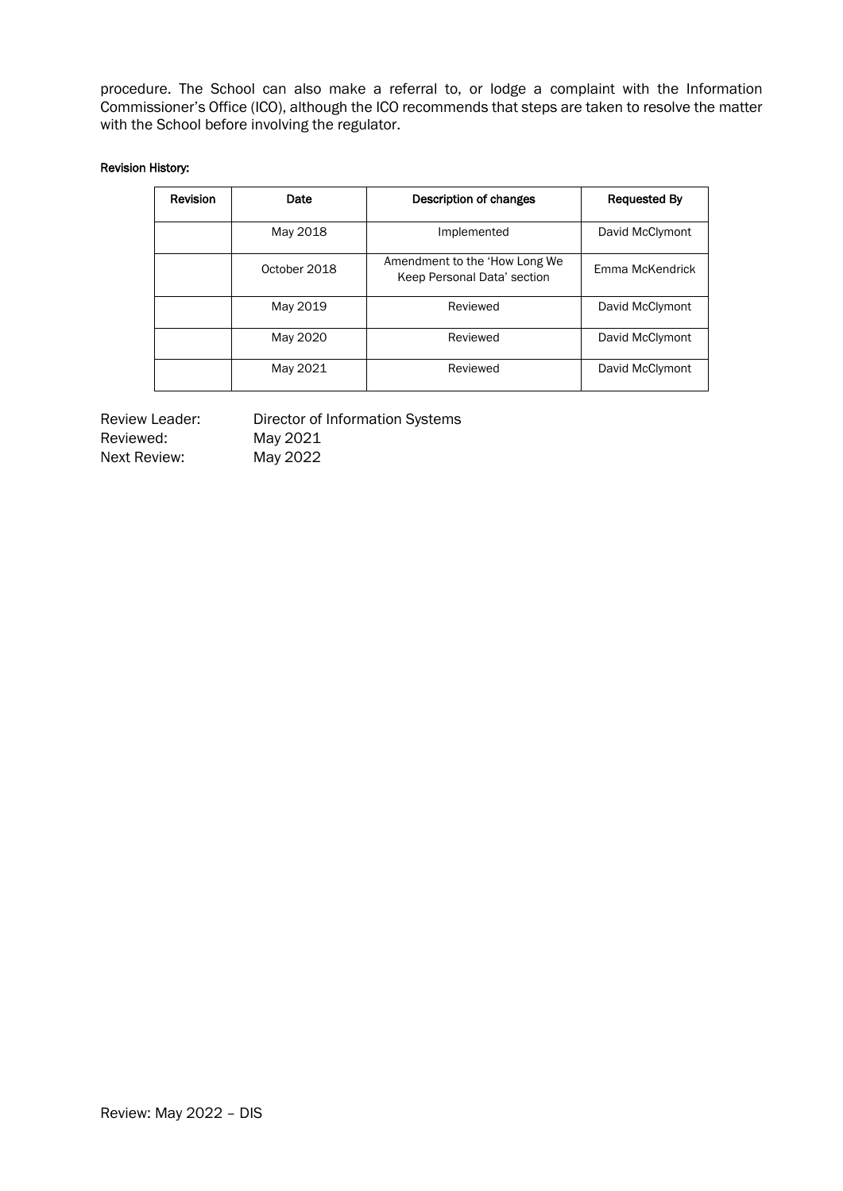procedure. The School can also make a referral to, or lodge a complaint with the Information Commissioner's Office (ICO), although the ICO recommends that steps are taken to resolve the matter with the School before involving the regulator.

**Revision History:**

| Revision | Date | Description of changes | Requested By |
|---|---|---|---|
| | May 2018 | Implemented | David McClymont |
| | October 2018 | Amendment to the 'How Long We Keep Personal Data' section | Emma McKendrick |
| | May 2019 | Reviewed | David McClymont |
| | May 2020 | Reviewed | David McClymont |
| | May 2021 | Reviewed | David McClymont |

Review Leader: Director of Information Systems
Reviewed: May 2021
Next Review: May 2022